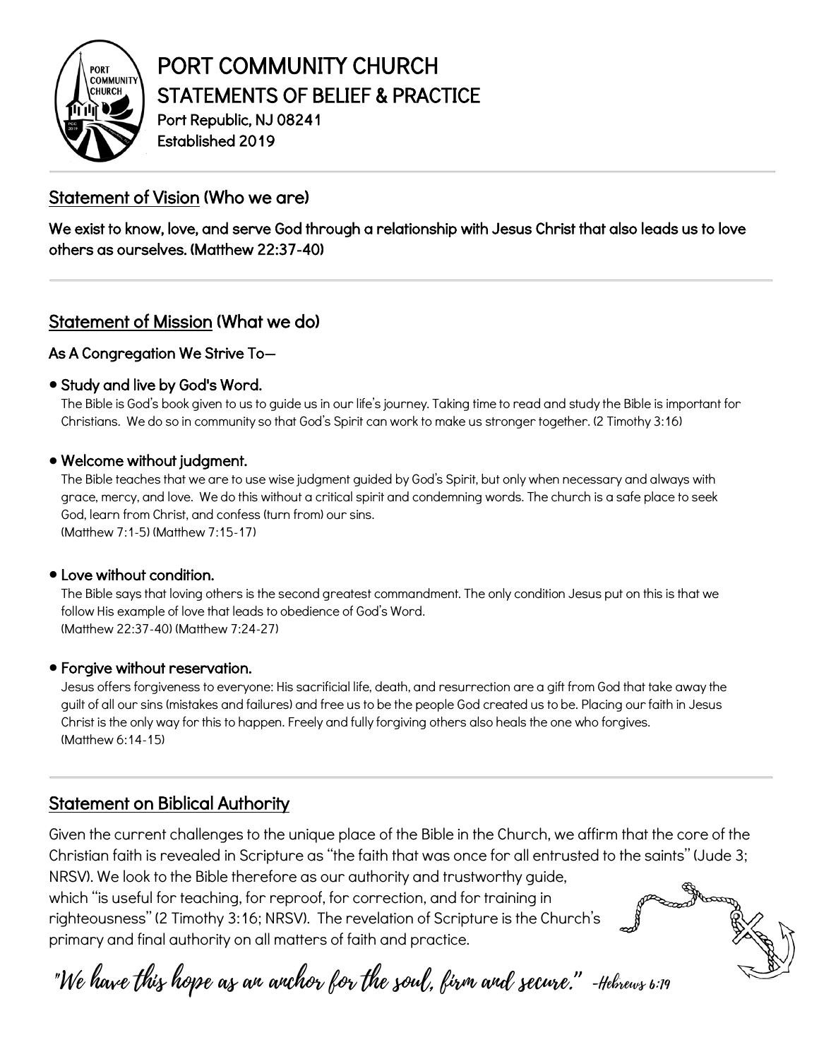# PORT COMMUNITY CHURCH

## STATEMENTS OF BELIEF & PRACTICE

Port Republic, NJ 08241

Established 2019

---

## Statement of Vision (Who we are)

**We exist to know, love, and serve God through a relationship with Jesus Christ that also leads us to love others as ourselves. (Matthew 22:37-40)**

---

## Statement of Mission (What we do)

### As A Congregation We Strive To—

- **Study and live by God's Word.**
  The Bible is God's book given to us to guide us in our life's journey. Taking time to read and study the Bible is important for Christians. We do so in community so that God's Spirit can work to make us stronger together. (2 Timothy 3:16)

- **Welcome without judgment.**
  The Bible teaches that we are to use wise judgment guided by God's Spirit, but only when necessary and always with grace, mercy, and love. We do this without a critical spirit and condemning words. The church is a safe place to seek God, learn from Christ, and confess (turn from) our sins.
  (Matthew 7:1-5) (Matthew 7:15-17)

- **Love without condition.**
  The Bible says that loving others is the second greatest commandment. The only condition Jesus put on this is that we follow His example of love that leads to obedience of God's Word.
  (Matthew 22:37-40) (Matthew 7:24-27)

- **Forgive without reservation.**
  Jesus offers forgiveness to everyone: His sacrificial life, death, and resurrection are a gift from God that take away the guilt of all our sins (mistakes and failures) and free us to be the people God created us to be. Placing our faith in Jesus Christ is the only way for this to happen. Freely and fully forgiving others also heals the one who forgives.
  (Matthew 6:14-15)

---

## Statement on Biblical Authority

Given the current challenges to the unique place of the Bible in the Church, we affirm that the core of the Christian faith is revealed in Scripture as "the faith that was once for all entrusted to the saints" (Jude 3; NRSV). We look to the Bible therefore as our authority and trustworthy guide, which "is useful for teaching, for reproof, for correction, and for training in righteousness" (2 Timothy 3:16; NRSV). The revelation of Scripture is the Church's primary and final authority on all matters of faith and practice.

*"We have this hope as an anchor for the soul, firm and secure." -Hebrews 6:19*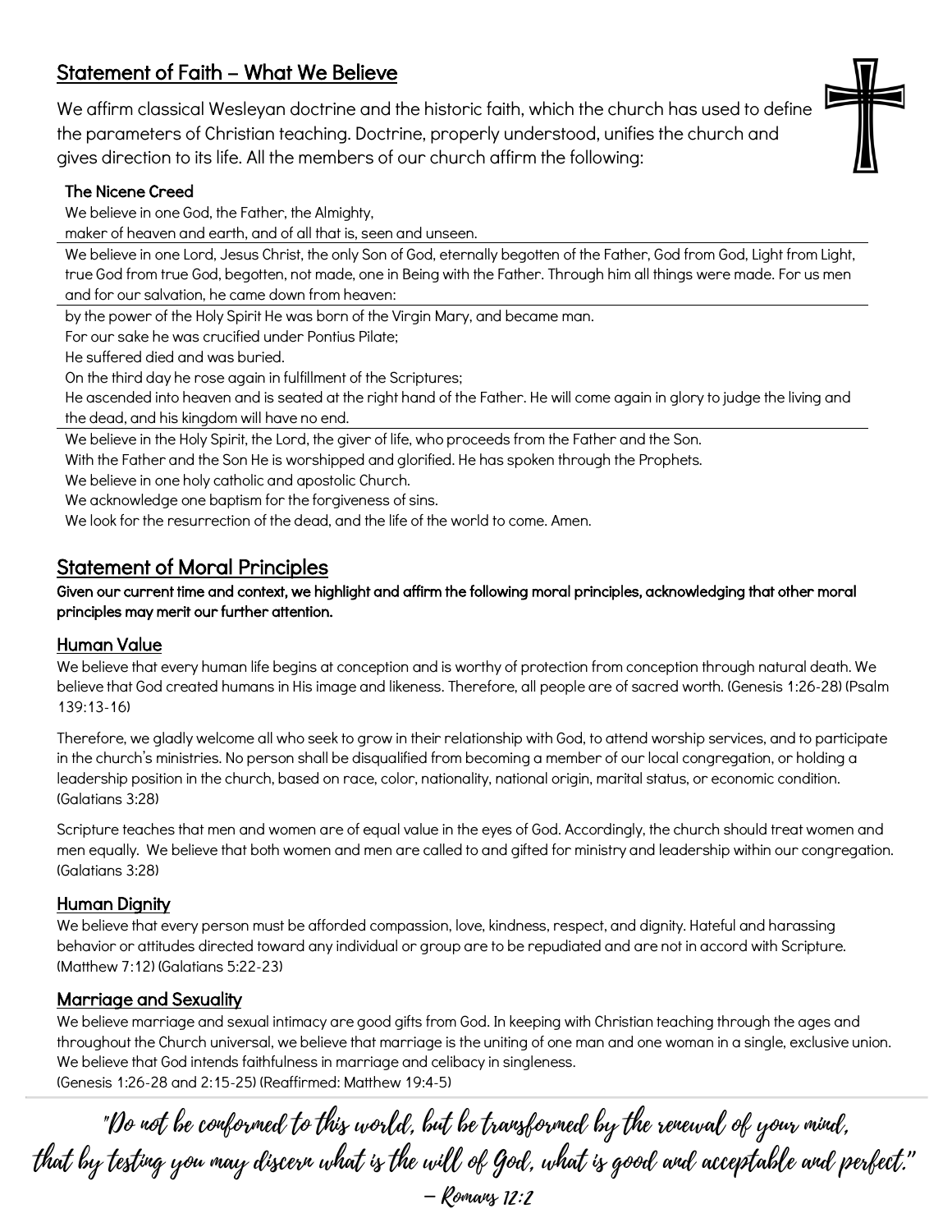## Statement of Faith – What We Believe

We affirm classical Wesleyan doctrine and the historic faith, which the church has used to define the parameters of Christian teaching. Doctrine, properly understood, unifies the church and gives direction to its life. All the members of our church affirm the following:

### The Nicene Creed

We believe in one God, the Father, the Almighty,
maker of heaven and earth, and of all that is, seen and unseen.

We believe in one Lord, Jesus Christ, the only Son of God, eternally begotten of the Father, God from God, Light from Light, true God from true God, begotten, not made, one in Being with the Father. Through him all things were made. For us men and for our salvation, he came down from heaven:

by the power of the Holy Spirit He was born of the Virgin Mary, and became man.
For our sake he was crucified under Pontius Pilate;
He suffered died and was buried.
On the third day he rose again in fulfillment of the Scriptures;
He ascended into heaven and is seated at the right hand of the Father. He will come again in glory to judge the living and the dead, and his kingdom will have no end.

We believe in the Holy Spirit, the Lord, the giver of life, who proceeds from the Father and the Son.
With the Father and the Son He is worshipped and glorified. He has spoken through the Prophets.
We believe in one holy catholic and apostolic Church.
We acknowledge one baptism for the forgiveness of sins.
We look for the resurrection of the dead, and the life of the world to come. Amen.

## Statement of Moral Principles

**Given our current time and context, we highlight and affirm the following moral principles, acknowledging that other moral principles may merit our further attention.**

### Human Value

We believe that every human life begins at conception and is worthy of protection from conception through natural death. We believe that God created humans in His image and likeness. Therefore, all people are of sacred worth. (Genesis 1:26-28) (Psalm 139:13-16)

Therefore, we gladly welcome all who seek to grow in their relationship with God, to attend worship services, and to participate in the church's ministries. No person shall be disqualified from becoming a member of our local congregation, or holding a leadership position in the church, based on race, color, nationality, national origin, marital status, or economic condition. (Galatians 3:28)

Scripture teaches that men and women are of equal value in the eyes of God. Accordingly, the church should treat women and men equally. We believe that both women and men are called to and gifted for ministry and leadership within our congregation. (Galatians 3:28)

### Human Dignity

We believe that every person must be afforded compassion, love, kindness, respect, and dignity. Hateful and harassing behavior or attitudes directed toward any individual or group are to be repudiated and are not in accord with Scripture. (Matthew 7:12) (Galatians 5:22-23)

### Marriage and Sexuality

We believe marriage and sexual intimacy are good gifts from God. In keeping with Christian teaching through the ages and throughout the Church universal, we believe that marriage is the uniting of one man and one woman in a single, exclusive union. We believe that God intends faithfulness in marriage and celibacy in singleness.
(Genesis 1:26-28 and 2:15-25) (Reaffirmed: Matthew 19:4-5)

---

*"Do not be conformed to this world, but be transformed by the renewal of your mind, that by testing you may discern what is the will of God, what is good and acceptable and perfect."*
*– Romans 12:2*